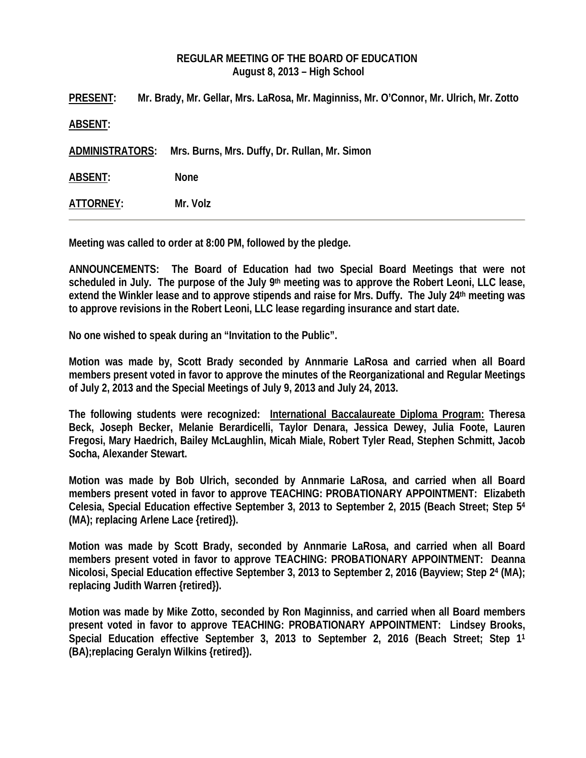**REGULAR MEETING OF THE BOARD OF EDUCATION**
**August 8, 2013 – High School**

**PRESENT:** Mr. Brady, Mr. Gellar, Mrs. LaRosa, Mr. Maginniss, Mr. O'Connor, Mr. Ulrich, Mr. Zotto

**ABSENT:**

**ADMINISTRATORS:** Mrs. Burns, Mrs. Duffy, Dr. Rullan, Mr. Simon

**ABSENT:** None

**ATTORNEY:** Mr. Volz

---

**Meeting was called to order at 8:00 PM, followed by the pledge.**

**ANNOUNCEMENTS: The Board of Education had two Special Board Meetings that were not scheduled in July. The purpose of the July 9th meeting was to approve the Robert Leoni, LLC lease, extend the Winkler lease and to approve stipends and raise for Mrs. Duffy. The July 24th meeting was to approve revisions in the Robert Leoni, LLC lease regarding insurance and start date.**

**No one wished to speak during an "Invitation to the Public".**

**Motion was made by, Scott Brady seconded by Annmarie LaRosa and carried when all Board members present voted in favor to approve the minutes of the Reorganizational and Regular Meetings of July 2, 2013 and the Special Meetings of July 9, 2013 and July 24, 2013.**

**The following students were recognized: International Baccalaureate Diploma Program: Theresa Beck, Joseph Becker, Melanie Berardicelli, Taylor Denara, Jessica Dewey, Julia Foote, Lauren Fregosi, Mary Haedrich, Bailey McLaughlin, Micah Miale, Robert Tyler Read, Stephen Schmitt, Jacob Socha, Alexander Stewart.**

**Motion was made by Bob Ulrich, seconded by Annmarie LaRosa, and carried when all Board members present voted in favor to approve TEACHING: PROBATIONARY APPOINTMENT: Elizabeth Celesia, Special Education effective September 3, 2013 to September 2, 2015 (Beach Street; Step 5[4] (MA); replacing Arlene Lace {retired}).**

**Motion was made by Scott Brady, seconded by Annmarie LaRosa, and carried when all Board members present voted in favor to approve TEACHING: PROBATIONARY APPOINTMENT: Deanna Nicolosi, Special Education effective September 3, 2013 to September 2, 2016 (Bayview; Step 2[4] (MA); replacing Judith Warren {retired}).**

**Motion was made by Mike Zotto, seconded by Ron Maginniss, and carried when all Board members present voted in favor to approve TEACHING: PROBATIONARY APPOINTMENT: Lindsey Brooks, Special Education effective September 3, 2013 to September 2, 2016 (Beach Street; Step 1[1] (BA);replacing Geralyn Wilkins {retired}).**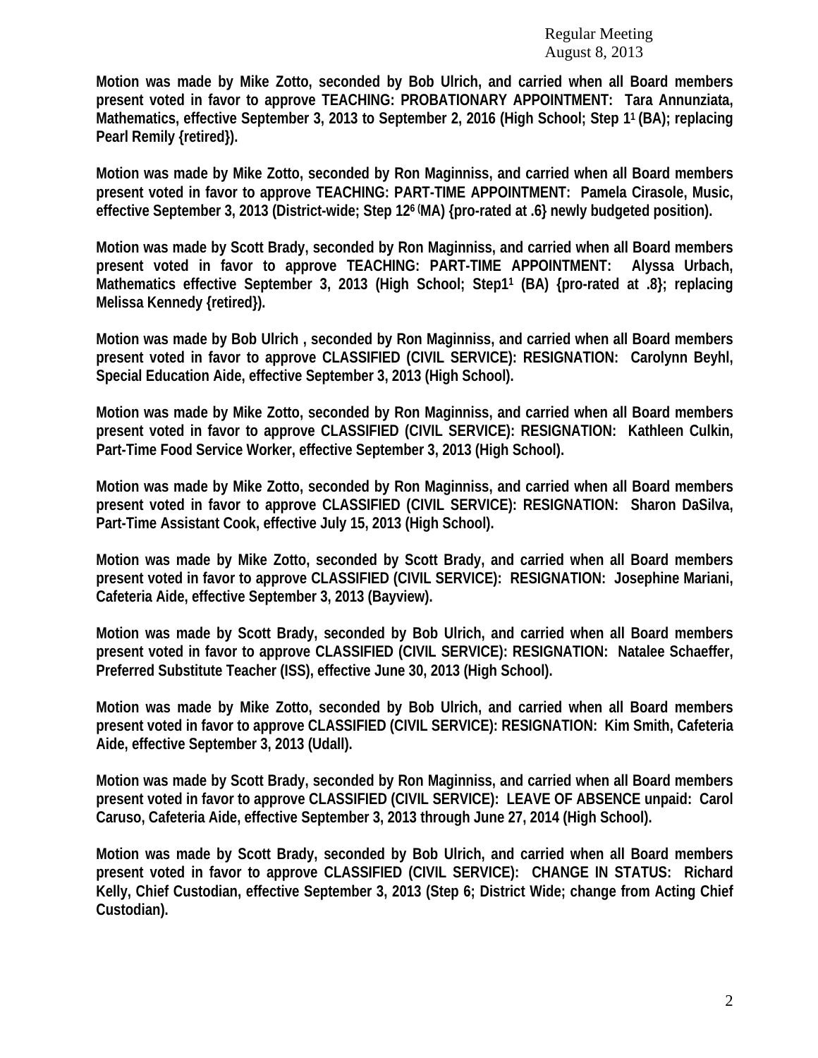**Motion was made by Mike Zotto, seconded by Bob Ulrich, and carried when all Board members present voted in favor to approve TEACHING: PROBATIONARY APPOINTMENT: Tara Annunziata, Mathematics, effective September 3, 2013 to September 2, 2016 (High School; Step 1[1] (BA); replacing Pearl Remily {retired}).**

**Motion was made by Mike Zotto, seconded by Ron Maginniss, and carried when all Board members present voted in favor to approve TEACHING: PART-TIME APPOINTMENT: Pamela Cirasole, Music, effective September 3, 2013 (District-wide; Step 12[6] (MA) {pro-rated at .6} newly budgeted position).**

**Motion was made by Scott Brady, seconded by Ron Maginniss, and carried when all Board members present voted in favor to approve TEACHING: PART-TIME APPOINTMENT: Alyssa Urbach, Mathematics effective September 3, 2013 (High School; Step1[1] (BA) {pro-rated at .8}; replacing Melissa Kennedy {retired}).**

**Motion was made by Bob Ulrich , seconded by Ron Maginniss, and carried when all Board members present voted in favor to approve CLASSIFIED (CIVIL SERVICE): RESIGNATION: Carolynn Beyhl, Special Education Aide, effective September 3, 2013 (High School).**

**Motion was made by Mike Zotto, seconded by Ron Maginniss, and carried when all Board members present voted in favor to approve CLASSIFIED (CIVIL SERVICE): RESIGNATION: Kathleen Culkin, Part-Time Food Service Worker, effective September 3, 2013 (High School).**

**Motion was made by Mike Zotto, seconded by Ron Maginniss, and carried when all Board members present voted in favor to approve CLASSIFIED (CIVIL SERVICE): RESIGNATION: Sharon DaSilva, Part-Time Assistant Cook, effective July 15, 2013 (High School).**

**Motion was made by Mike Zotto, seconded by Scott Brady, and carried when all Board members present voted in favor to approve CLASSIFIED (CIVIL SERVICE): RESIGNATION: Josephine Mariani, Cafeteria Aide, effective September 3, 2013 (Bayview).**

**Motion was made by Scott Brady, seconded by Bob Ulrich, and carried when all Board members present voted in favor to approve CLASSIFIED (CIVIL SERVICE): RESIGNATION: Natalee Schaeffer, Preferred Substitute Teacher (ISS), effective June 30, 2013 (High School).**

**Motion was made by Mike Zotto, seconded by Bob Ulrich, and carried when all Board members present voted in favor to approve CLASSIFIED (CIVIL SERVICE): RESIGNATION: Kim Smith, Cafeteria Aide, effective September 3, 2013 (Udall).**

**Motion was made by Scott Brady, seconded by Ron Maginniss, and carried when all Board members present voted in favor to approve CLASSIFIED (CIVIL SERVICE): LEAVE OF ABSENCE unpaid: Carol Caruso, Cafeteria Aide, effective September 3, 2013 through June 27, 2014 (High School).**

**Motion was made by Scott Brady, seconded by Bob Ulrich, and carried when all Board members present voted in favor to approve CLASSIFIED (CIVIL SERVICE): CHANGE IN STATUS: Richard Kelly, Chief Custodian, effective September 3, 2013 (Step 6; District Wide; change from Acting Chief Custodian).**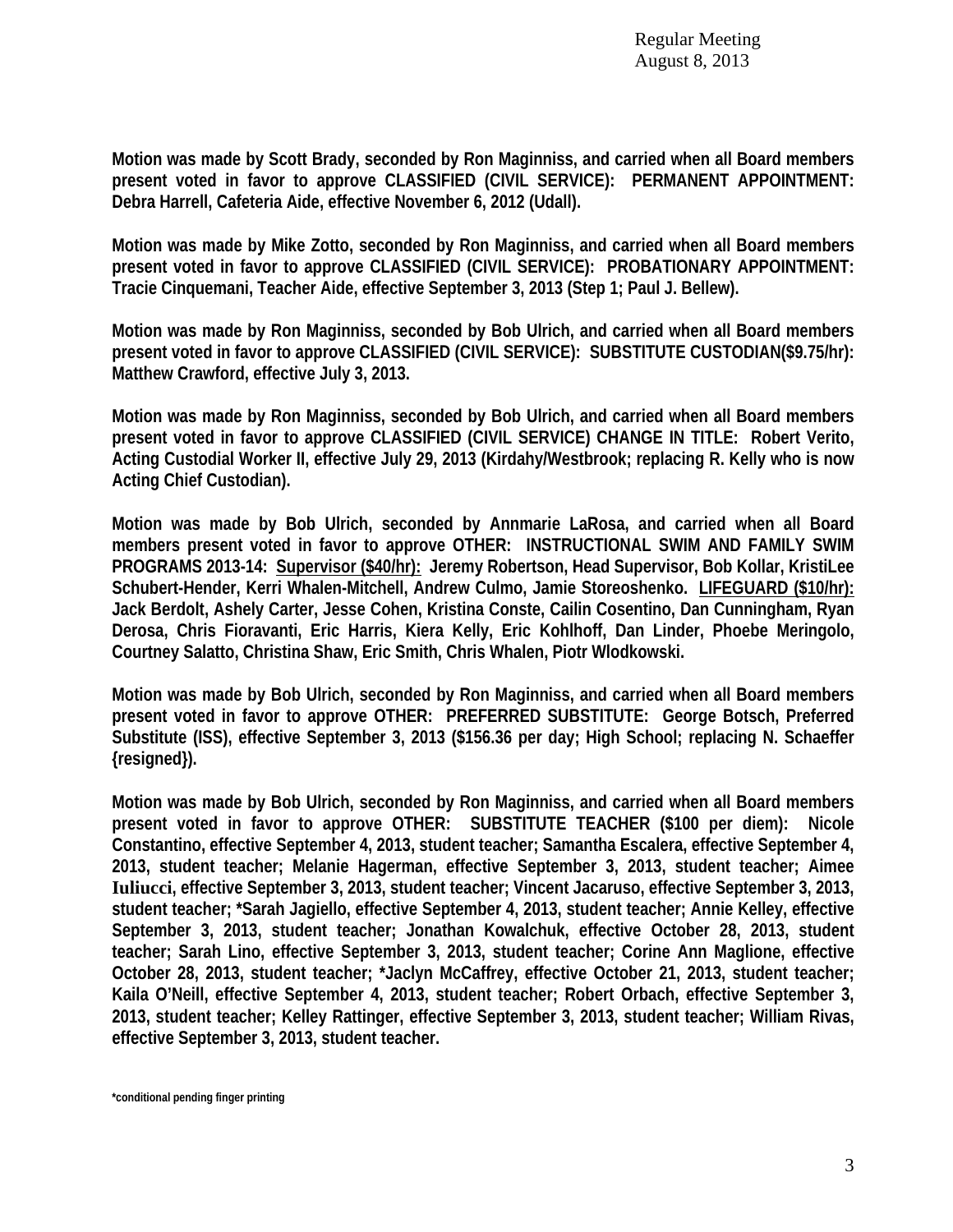**Motion was made by Scott Brady, seconded by Ron Maginniss, and carried when all Board members present voted in favor to approve CLASSIFIED (CIVIL SERVICE): PERMANENT APPOINTMENT: Debra Harrell, Cafeteria Aide, effective November 6, 2012 (Udall).**

**Motion was made by Mike Zotto, seconded by Ron Maginniss, and carried when all Board members present voted in favor to approve CLASSIFIED (CIVIL SERVICE): PROBATIONARY APPOINTMENT: Tracie Cinquemani, Teacher Aide, effective September 3, 2013 (Step 1; Paul J. Bellew).**

**Motion was made by Ron Maginniss, seconded by Bob Ulrich, and carried when all Board members present voted in favor to approve CLASSIFIED (CIVIL SERVICE): SUBSTITUTE CUSTODIAN($9.75/hr): Matthew Crawford, effective July 3, 2013.**

**Motion was made by Ron Maginniss, seconded by Bob Ulrich, and carried when all Board members present voted in favor to approve CLASSIFIED (CIVIL SERVICE) CHANGE IN TITLE: Robert Verito, Acting Custodial Worker II, effective July 29, 2013 (Kirdahy/Westbrook; replacing R. Kelly who is now Acting Chief Custodian).**

**Motion was made by Bob Ulrich, seconded by Annmarie LaRosa, and carried when all Board members present voted in favor to approve OTHER: INSTRUCTIONAL SWIM AND FAMILY SWIM PROGRAMS 2013-14: <u>Supervisor ($40/hr):</u> Jeremy Robertson, Head Supervisor, Bob Kollar, KristiLee Schubert-Hender, Kerri Whalen-Mitchell, Andrew Culmo, Jamie Storeoshenko. <u>LIFEGUARD ($10/hr):</u> Jack Berdolt, Ashely Carter, Jesse Cohen, Kristina Conste, Cailin Cosentino, Dan Cunningham, Ryan Derosa, Chris Fioravanti, Eric Harris, Kiera Kelly, Eric Kohlhoff, Dan Linder, Phoebe Meringolo, Courtney Salatto, Christina Shaw, Eric Smith, Chris Whalen, Piotr Wlodkowski.**

**Motion was made by Bob Ulrich, seconded by Ron Maginniss, and carried when all Board members present voted in favor to approve OTHER: PREFERRED SUBSTITUTE: George Botsch, Preferred Substitute (ISS), effective September 3, 2013 ($156.36 per day; High School; replacing N. Schaeffer {resigned}).**

**Motion was made by Bob Ulrich, seconded by Ron Maginniss, and carried when all Board members present voted in favor to approve OTHER: SUBSTITUTE TEACHER ($100 per diem): Nicole Constantino, effective September 4, 2013, student teacher; Samantha Escalera, effective September 4, 2013, student teacher; Melanie Hagerman, effective September 3, 2013, student teacher; Aimee Iuliucci, effective September 3, 2013, student teacher; Vincent Jacaruso, effective September 3, 2013, student teacher; *Sarah Jagiello, effective September 4, 2013, student teacher; Annie Kelley, effective September 3, 2013, student teacher; Jonathan Kowalchuk, effective October 28, 2013, student teacher; Sarah Lino, effective September 3, 2013, student teacher; Corine Ann Maglione, effective October 28, 2013, student teacher; *Jaclyn McCaffrey, effective October 21, 2013, student teacher; Kaila O'Neill, effective September 4, 2013, student teacher; Robert Orbach, effective September 3, 2013, student teacher; Kelley Rattinger, effective September 3, 2013, student teacher; William Rivas, effective September 3, 2013, student teacher.**

**\*conditional pending finger printing**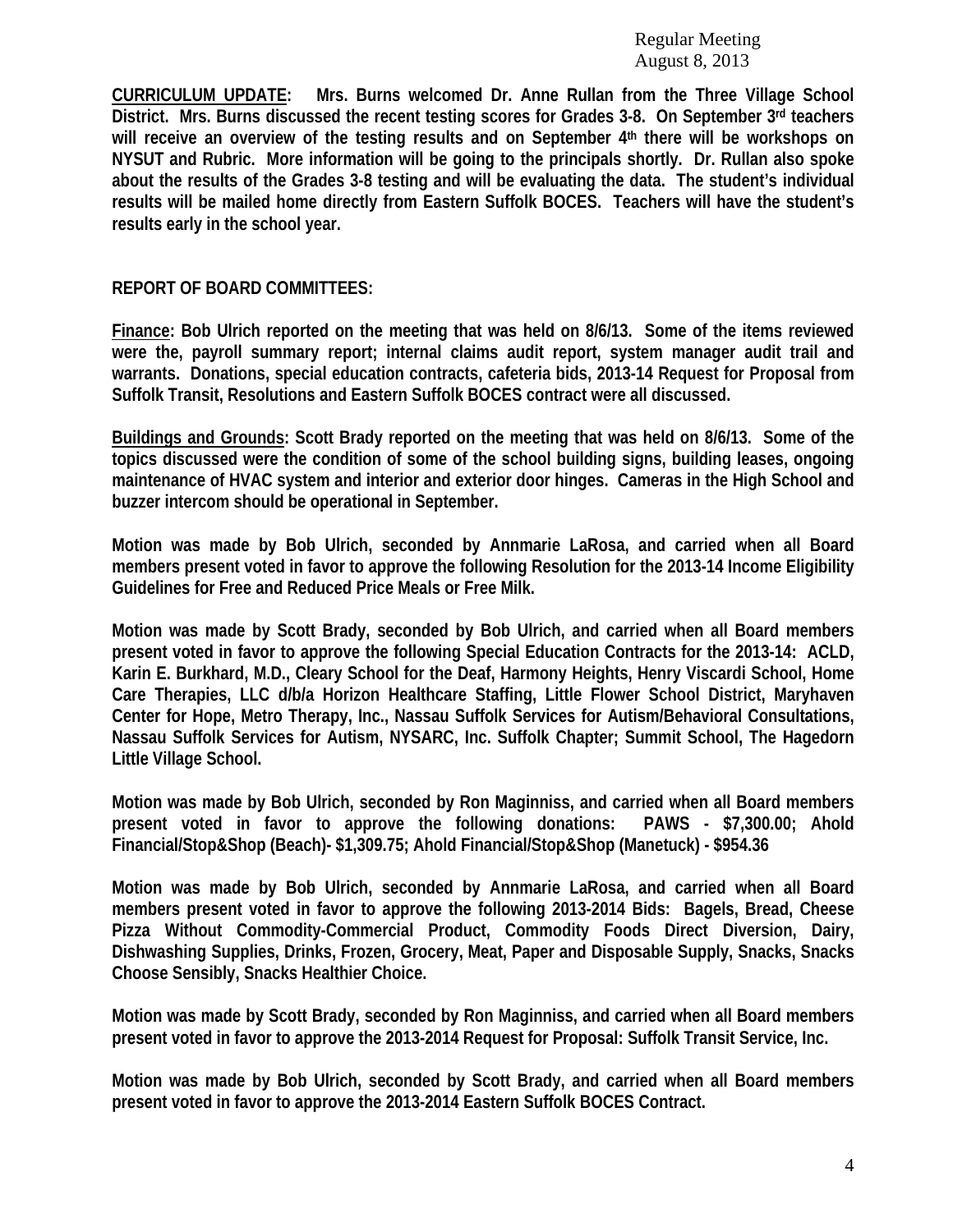**CURRICULUM UPDATE: Mrs. Burns welcomed Dr. Anne Rullan from the Three Village School District. Mrs. Burns discussed the recent testing scores for Grades 3-8. On September 3rd teachers will receive an overview of the testing results and on September 4th there will be workshops on NYSUT and Rubric. More information will be going to the principals shortly. Dr. Rullan also spoke about the results of the Grades 3-8 testing and will be evaluating the data. The student's individual results will be mailed home directly from Eastern Suffolk BOCES. Teachers will have the student's results early in the school year.**

**REPORT OF BOARD COMMITTEES:**

**Finance: Bob Ulrich reported on the meeting that was held on 8/6/13. Some of the items reviewed were the, payroll summary report; internal claims audit report, system manager audit trail and warrants. Donations, special education contracts, cafeteria bids, 2013-14 Request for Proposal from Suffolk Transit, Resolutions and Eastern Suffolk BOCES contract were all discussed.**

**Buildings and Grounds: Scott Brady reported on the meeting that was held on 8/6/13. Some of the topics discussed were the condition of some of the school building signs, building leases, ongoing maintenance of HVAC system and interior and exterior door hinges. Cameras in the High School and buzzer intercom should be operational in September.**

**Motion was made by Bob Ulrich, seconded by Annmarie LaRosa, and carried when all Board members present voted in favor to approve the following Resolution for the 2013-14 Income Eligibility Guidelines for Free and Reduced Price Meals or Free Milk.**

**Motion was made by Scott Brady, seconded by Bob Ulrich, and carried when all Board members present voted in favor to approve the following Special Education Contracts for the 2013-14: ACLD, Karin E. Burkhard, M.D., Cleary School for the Deaf, Harmony Heights, Henry Viscardi School, Home Care Therapies, LLC d/b/a Horizon Healthcare Staffing, Little Flower School District, Maryhaven Center for Hope, Metro Therapy, Inc., Nassau Suffolk Services for Autism/Behavioral Consultations, Nassau Suffolk Services for Autism, NYSARC, Inc. Suffolk Chapter; Summit School, The Hagedorn Little Village School.**

**Motion was made by Bob Ulrich, seconded by Ron Maginniss, and carried when all Board members present voted in favor to approve the following donations: PAWS - $7,300.00; Ahold Financial/Stop&Shop (Beach)- $1,309.75; Ahold Financial/Stop&Shop (Manetuck) - $954.36**

**Motion was made by Bob Ulrich, seconded by Annmarie LaRosa, and carried when all Board members present voted in favor to approve the following 2013-2014 Bids: Bagels, Bread, Cheese Pizza Without Commodity-Commercial Product, Commodity Foods Direct Diversion, Dairy, Dishwashing Supplies, Drinks, Frozen, Grocery, Meat, Paper and Disposable Supply, Snacks, Snacks Choose Sensibly, Snacks Healthier Choice.**

**Motion was made by Scott Brady, seconded by Ron Maginniss, and carried when all Board members present voted in favor to approve the 2013-2014 Request for Proposal: Suffolk Transit Service, Inc.**

**Motion was made by Bob Ulrich, seconded by Scott Brady, and carried when all Board members present voted in favor to approve the 2013-2014 Eastern Suffolk BOCES Contract.**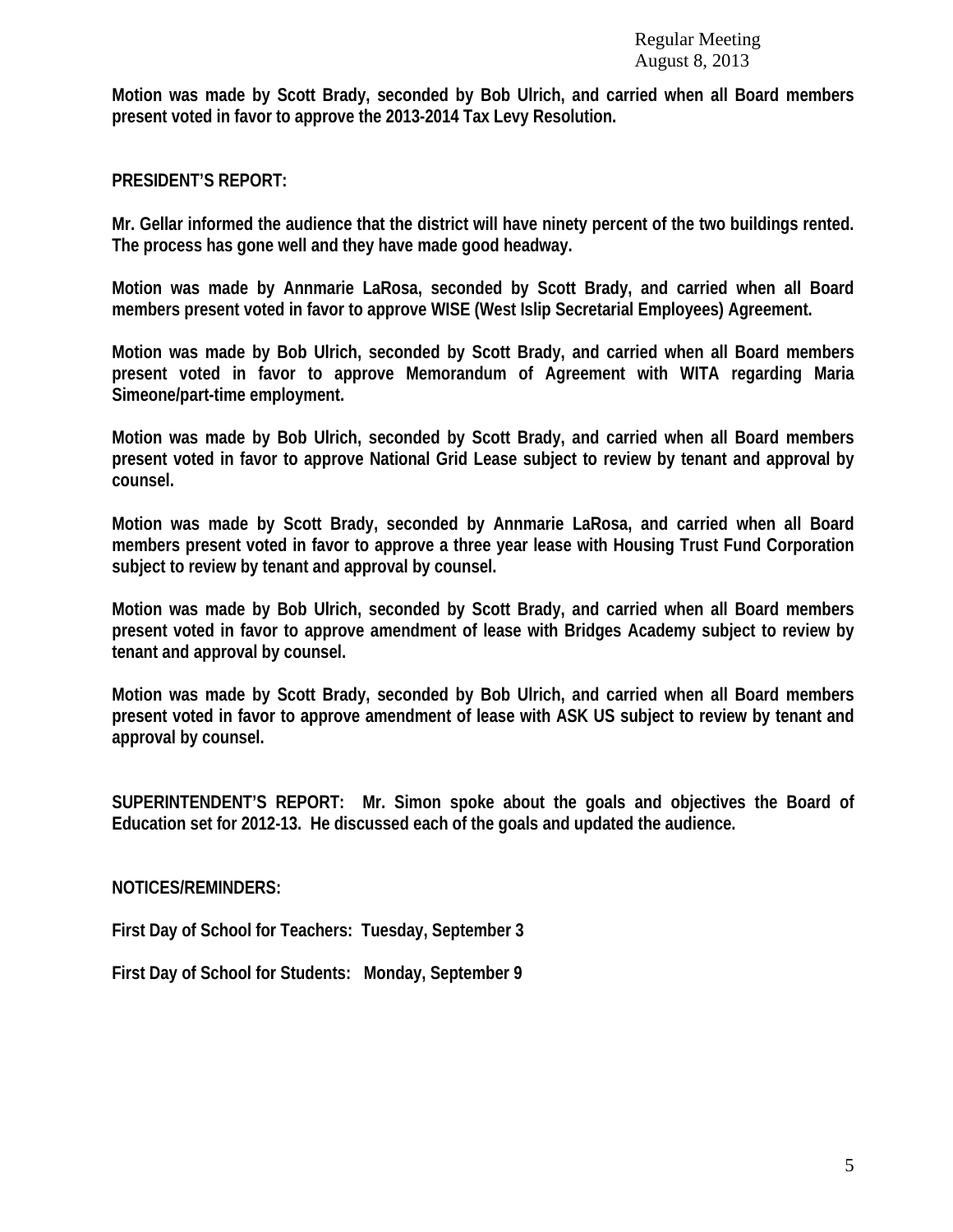**Motion was made by Scott Brady, seconded by Bob Ulrich, and carried when all Board members present voted in favor to approve the 2013-2014 Tax Levy Resolution.**

**PRESIDENT'S REPORT:**

**Mr. Gellar informed the audience that the district will have ninety percent of the two buildings rented. The process has gone well and they have made good headway.**

**Motion was made by Annmarie LaRosa, seconded by Scott Brady, and carried when all Board members present voted in favor to approve WISE (West Islip Secretarial Employees) Agreement.**

**Motion was made by Bob Ulrich, seconded by Scott Brady, and carried when all Board members present voted in favor to approve Memorandum of Agreement with WITA regarding Maria Simeone/part-time employment.**

**Motion was made by Bob Ulrich, seconded by Scott Brady, and carried when all Board members present voted in favor to approve National Grid Lease subject to review by tenant and approval by counsel.**

**Motion was made by Scott Brady, seconded by Annmarie LaRosa, and carried when all Board members present voted in favor to approve a three year lease with Housing Trust Fund Corporation subject to review by tenant and approval by counsel.**

**Motion was made by Bob Ulrich, seconded by Scott Brady, and carried when all Board members present voted in favor to approve amendment of lease with Bridges Academy subject to review by tenant and approval by counsel.**

**Motion was made by Scott Brady, seconded by Bob Ulrich, and carried when all Board members present voted in favor to approve amendment of lease with ASK US subject to review by tenant and approval by counsel.**

**SUPERINTENDENT'S REPORT: Mr. Simon spoke about the goals and objectives the Board of Education set for 2012-13. He discussed each of the goals and updated the audience.**

**NOTICES/REMINDERS:**

**First Day of School for Teachers: Tuesday, September 3**

**First Day of School for Students: Monday, September 9**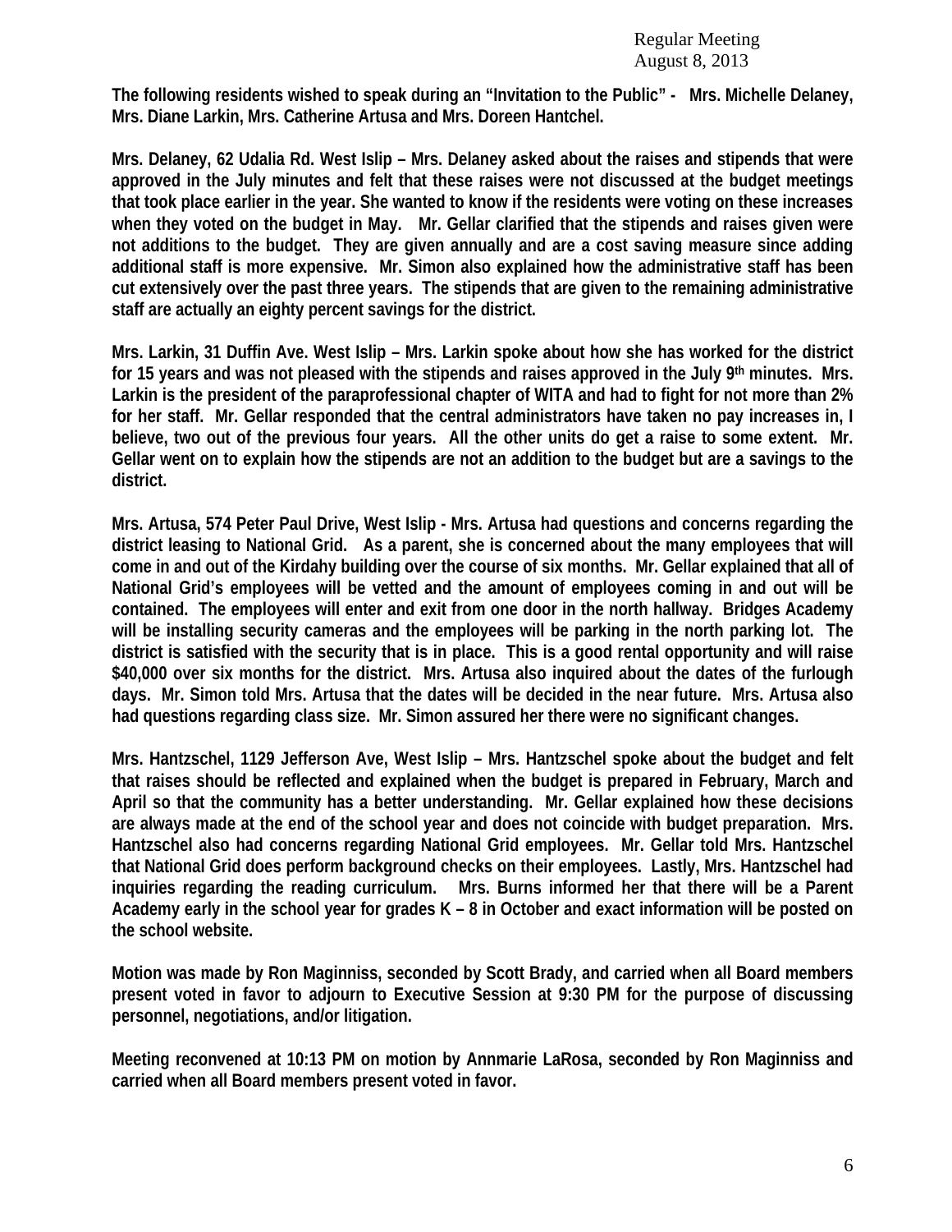**The following residents wished to speak during an "Invitation to the Public" - Mrs. Michelle Delaney, Mrs. Diane Larkin, Mrs. Catherine Artusa and Mrs. Doreen Hantchel.**

**Mrs. Delaney, 62 Udalia Rd. West Islip – Mrs. Delaney asked about the raises and stipends that were approved in the July minutes and felt that these raises were not discussed at the budget meetings that took place earlier in the year. She wanted to know if the residents were voting on these increases when they voted on the budget in May. Mr. Gellar clarified that the stipends and raises given were not additions to the budget. They are given annually and are a cost saving measure since adding additional staff is more expensive. Mr. Simon also explained how the administrative staff has been cut extensively over the past three years. The stipends that are given to the remaining administrative staff are actually an eighty percent savings for the district.**

**Mrs. Larkin, 31 Duffin Ave. West Islip – Mrs. Larkin spoke about how she has worked for the district for 15 years and was not pleased with the stipends and raises approved in the July 9th minutes. Mrs. Larkin is the president of the paraprofessional chapter of WITA and had to fight for not more than 2% for her staff. Mr. Gellar responded that the central administrators have taken no pay increases in, I believe, two out of the previous four years. All the other units do get a raise to some extent. Mr. Gellar went on to explain how the stipends are not an addition to the budget but are a savings to the district.**

**Mrs. Artusa, 574 Peter Paul Drive, West Islip - Mrs. Artusa had questions and concerns regarding the district leasing to National Grid. As a parent, she is concerned about the many employees that will come in and out of the Kirdahy building over the course of six months. Mr. Gellar explained that all of National Grid's employees will be vetted and the amount of employees coming in and out will be contained. The employees will enter and exit from one door in the north hallway. Bridges Academy will be installing security cameras and the employees will be parking in the north parking lot. The district is satisfied with the security that is in place. This is a good rental opportunity and will raise $40,000 over six months for the district. Mrs. Artusa also inquired about the dates of the furlough days. Mr. Simon told Mrs. Artusa that the dates will be decided in the near future. Mrs. Artusa also had questions regarding class size. Mr. Simon assured her there were no significant changes.**

**Mrs. Hantzschel, 1129 Jefferson Ave, West Islip – Mrs. Hantzschel spoke about the budget and felt that raises should be reflected and explained when the budget is prepared in February, March and April so that the community has a better understanding. Mr. Gellar explained how these decisions are always made at the end of the school year and does not coincide with budget preparation. Mrs. Hantzschel also had concerns regarding National Grid employees. Mr. Gellar told Mrs. Hantzschel that National Grid does perform background checks on their employees. Lastly, Mrs. Hantzschel had inquiries regarding the reading curriculum. Mrs. Burns informed her that there will be a Parent Academy early in the school year for grades K – 8 in October and exact information will be posted on the school website.**

**Motion was made by Ron Maginniss, seconded by Scott Brady, and carried when all Board members present voted in favor to adjourn to Executive Session at 9:30 PM for the purpose of discussing personnel, negotiations, and/or litigation.**

**Meeting reconvened at 10:13 PM on motion by Annmarie LaRosa, seconded by Ron Maginniss and carried when all Board members present voted in favor.**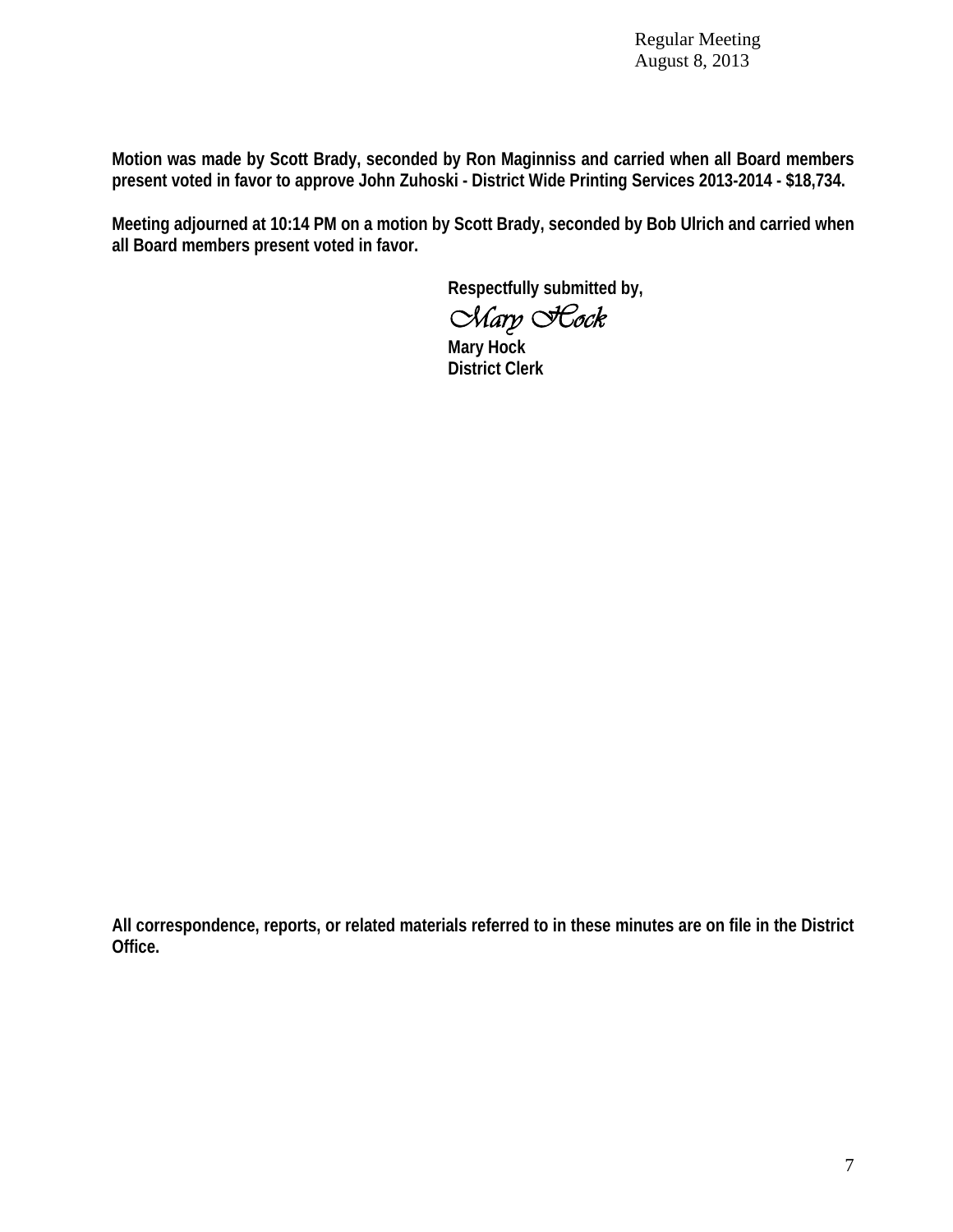**Motion was made by Scott Brady, seconded by Ron Maginniss and carried when all Board members present voted in favor to approve John Zuhoski - District Wide Printing Services 2013-2014 - $18,734.**

**Meeting adjourned at 10:14 PM on a motion by Scott Brady, seconded by Bob Ulrich and carried when all Board members present voted in favor.**

**Respectfully submitted by,**

*Mary Hock*

**Mary Hock**
**District Clerk**

**All correspondence, reports, or related materials referred to in these minutes are on file in the District Office.**